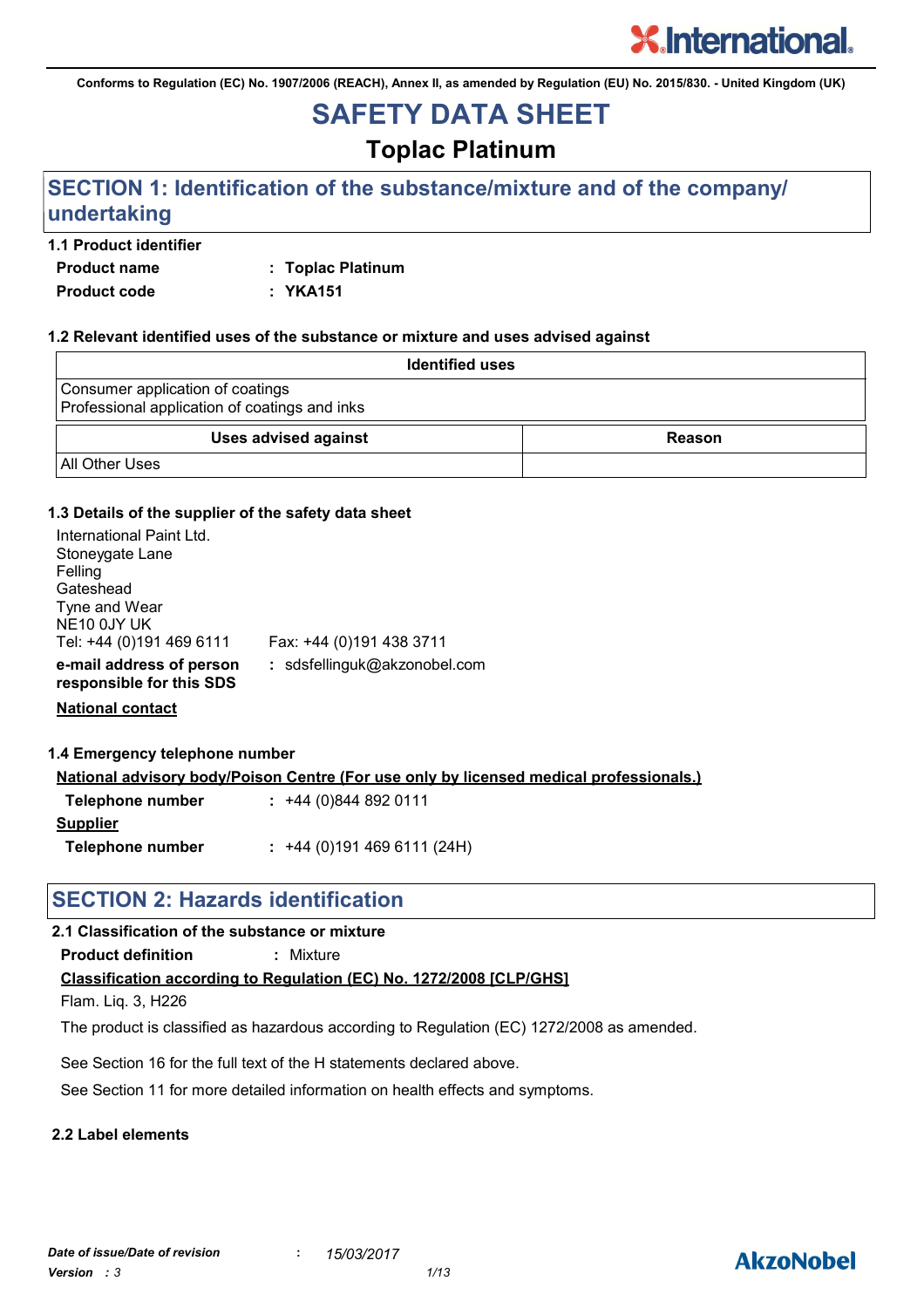Conforms to Regulation (EC) No. 1907/2006 (REACH), Annex II, as amended by Regulation (EU) No. 2015/830. - United Kingdom (UK)

# SAFETY DATA SHEET

## Toplac Platinum

## SECTION 1: Identification of the substance/mixture and of the company/undertaking

### 1.1 Product identifier

**Product name** : **Toplac Platinum**

**Product code** : **YKA151**

### 1.2 Relevant identified uses of the substance or mixture and uses advised against

| Identified uses |
| --- |
| Consumer application of coatings<br>Professional application of coatings and inks |

| Uses advised against | Reason |
| --- | --- |
| All Other Uses | |

### 1.3 Details of the supplier of the safety data sheet

International Paint Ltd.
Stoneygate Lane
Felling
Gateshead
Tyne and Wear
NE10 0JY UK
Tel: +44 (0)191 469 6111 Fax: +44 (0)191 438 3711

**e-mail address of person responsible for this SDS** : sdsfellinguk@akzonobel.com

**National contact**

### 1.4 Emergency telephone number

**National advisory body/Poison Centre (For use only by licensed medical professionals.)**

**Telephone number** : +44 (0)844 892 0111

**Supplier**

**Telephone number** : +44 (0)191 469 6111 (24H)

## SECTION 2: Hazards identification

### 2.1 Classification of the substance or mixture

**Product definition** : Mixture

**Classification according to Regulation (EC) No. 1272/2008 [CLP/GHS]**

Flam. Liq. 3, H226

The product is classified as hazardous according to Regulation (EC) 1272/2008 as amended.

See Section 16 for the full text of the H statements declared above.

See Section 11 for more detailed information on health effects and symptoms.

### 2.2 Label elements

*Date of issue/Date of revision* : *15/03/2017*

*Version* : *3*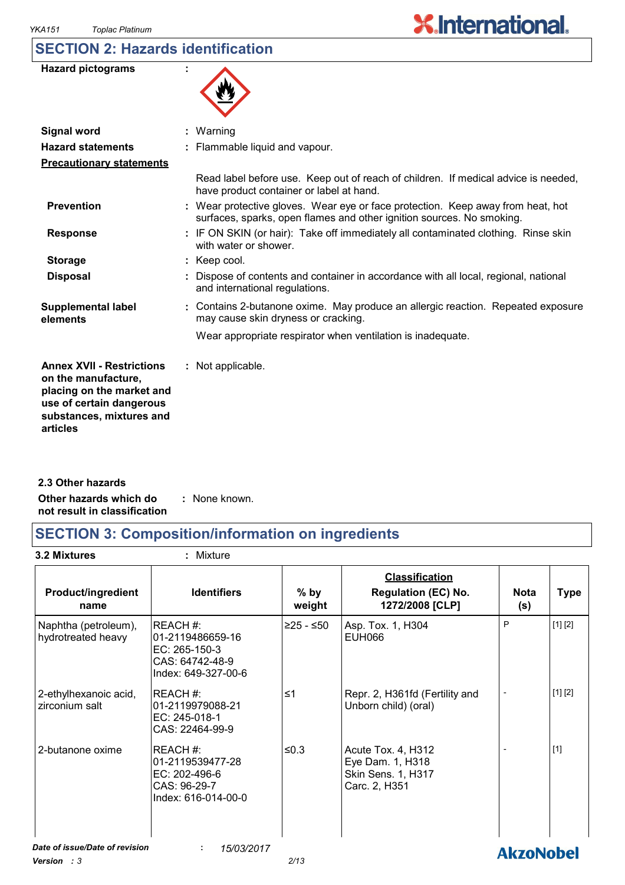## SECTION 2: Hazards identification

**Hazard pictograms** :

**Signal word** : Warning

**Hazard statements** : Flammable liquid and vapour.

**Precautionary statements**

Read label before use. Keep out of reach of children. If medical advice is needed, have product container or label at hand.

**Prevention** : Wear protective gloves. Wear eye or face protection. Keep away from heat, hot surfaces, sparks, open flames and other ignition sources. No smoking.

**Response** : IF ON SKIN (or hair): Take off immediately all contaminated clothing. Rinse skin with water or shower.

**Storage** : Keep cool.

**Disposal** : Dispose of contents and container in accordance with all local, regional, national and international regulations.

**Supplemental label elements** : Contains 2-butanone oxime. May produce an allergic reaction. Repeated exposure may cause skin dryness or cracking.

Wear appropriate respirator when ventilation is inadequate.

**Annex XVII - Restrictions on the manufacture, placing on the market and use of certain dangerous substances, mixtures and articles** : Not applicable.

### 2.3 Other hazards

**Other hazards which do not result in classification** : None known.

## SECTION 3: Composition/information on ingredients

**3.2 Mixtures** : Mixture

| Product/ingredient name | Identifiers | % by weight | Classification Regulation (EC) No. 1272/2008 [CLP] | Nota (s) | Type |
|---|---|---|---|---|---|
| Naphtha (petroleum), hydrotreated heavy | REACH #: 01-2119486659-16<br>EC: 265-150-3<br>CAS: 64742-48-9<br>Index: 649-327-00-6 | ≥25 - ≤50 | Asp. Tox. 1, H304<br>EUH066 | P | [1] [2] |
| 2-ethylhexanoic acid, zirconium salt | REACH #: 01-2119979088-21<br>EC: 245-018-1<br>CAS: 22464-99-9 | ≤1 | Repr. 2, H361fd (Fertility and Unborn child) (oral) | - | [1] [2] |
| 2-butanone oxime | REACH #: 01-2119539477-28<br>EC: 202-496-6<br>CAS: 96-29-7<br>Index: 616-014-00-0 | ≤0.3 | Acute Tox. 4, H312<br>Eye Dam. 1, H318<br>Skin Sens. 1, H317<br>Carc. 2, H351 | - | [1] |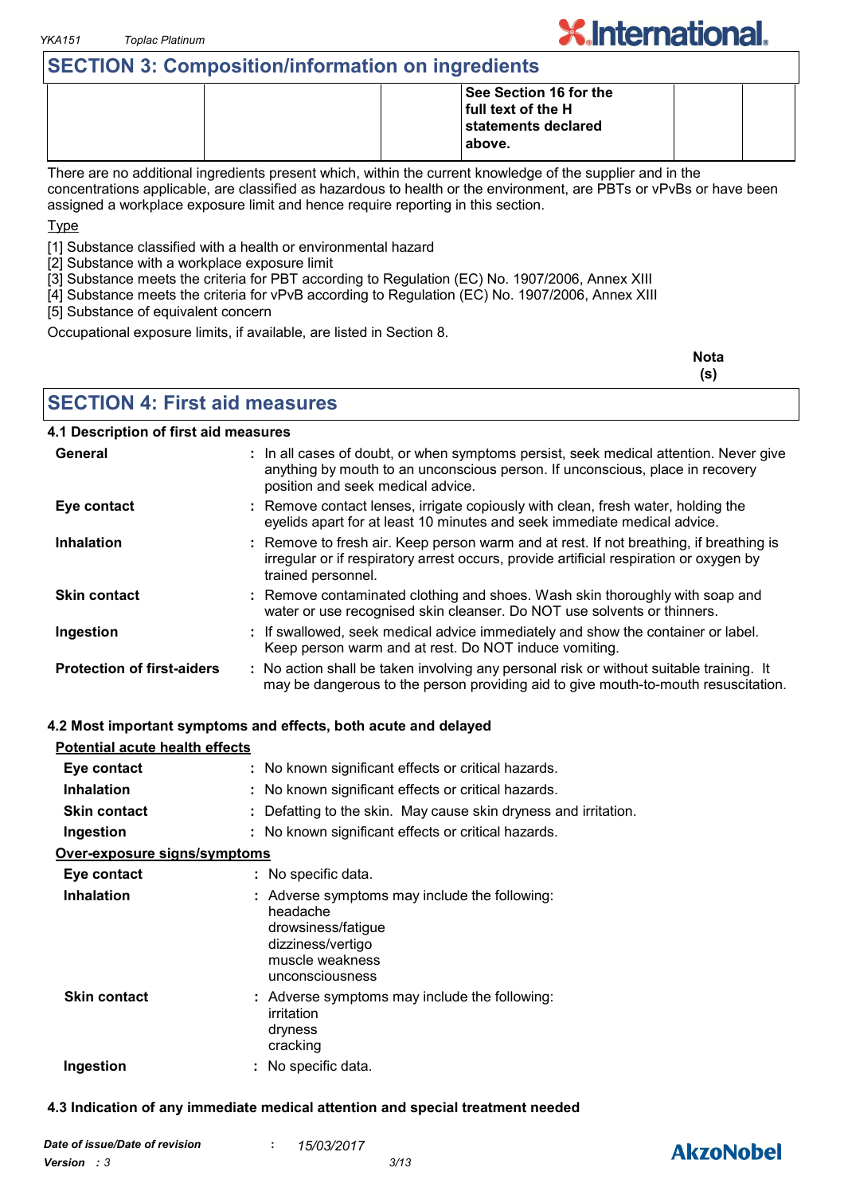## SECTION 3: Composition/information on ingredients

| | | | See Section 16 for the full text of the H statements declared above. | | |
|---|---|---|---|---|---|

There are no additional ingredients present which, within the current knowledge of the supplier and in the concentrations applicable, are classified as hazardous to health or the environment, are PBTs or vPvBs or have been assigned a workplace exposure limit and hence require reporting in this section.

Type

[1] Substance classified with a health or environmental hazard
[2] Substance with a workplace exposure limit
[3] Substance meets the criteria for PBT according to Regulation (EC) No. 1907/2006, Annex XIII
[4] Substance meets the criteria for vPvB according to Regulation (EC) No. 1907/2006, Annex XIII
[5] Substance of equivalent concern

Occupational exposure limits, if available, are listed in Section 8.

**Nota (s)**

## SECTION 4: First aid measures

### 4.1 Description of first aid measures

**General** : In all cases of doubt, or when symptoms persist, seek medical attention. Never give anything by mouth to an unconscious person. If unconscious, place in recovery position and seek medical advice.

**Eye contact** : Remove contact lenses, irrigate copiously with clean, fresh water, holding the eyelids apart for at least 10 minutes and seek immediate medical advice.

**Inhalation** : Remove to fresh air. Keep person warm and at rest. If not breathing, if breathing is irregular or if respiratory arrest occurs, provide artificial respiration or oxygen by trained personnel.

**Skin contact** : Remove contaminated clothing and shoes. Wash skin thoroughly with soap and water or use recognised skin cleanser. Do NOT use solvents or thinners.

**Ingestion** : If swallowed, seek medical advice immediately and show the container or label. Keep person warm and at rest. Do NOT induce vomiting.

**Protection of first-aiders** : No action shall be taken involving any personal risk or without suitable training. It may be dangerous to the person providing aid to give mouth-to-mouth resuscitation.

### 4.2 Most important symptoms and effects, both acute and delayed

**Potential acute health effects**

**Eye contact** : No known significant effects or critical hazards.

**Inhalation** : No known significant effects or critical hazards.

**Skin contact** : Defatting to the skin. May cause skin dryness and irritation.

**Ingestion** : No known significant effects or critical hazards.

**Over-exposure signs/symptoms**

**Eye contact** : No specific data.

**Inhalation** : Adverse symptoms may include the following:
headache
drowsiness/fatigue
dizziness/vertigo
muscle weakness
unconsciousness

**Skin contact** : Adverse symptoms may include the following:
irritation
dryness
cracking

**Ingestion** : No specific data.

### 4.3 Indication of any immediate medical attention and special treatment needed

*Date of issue/Date of revision* : *15/03/2017*
*Version : 3*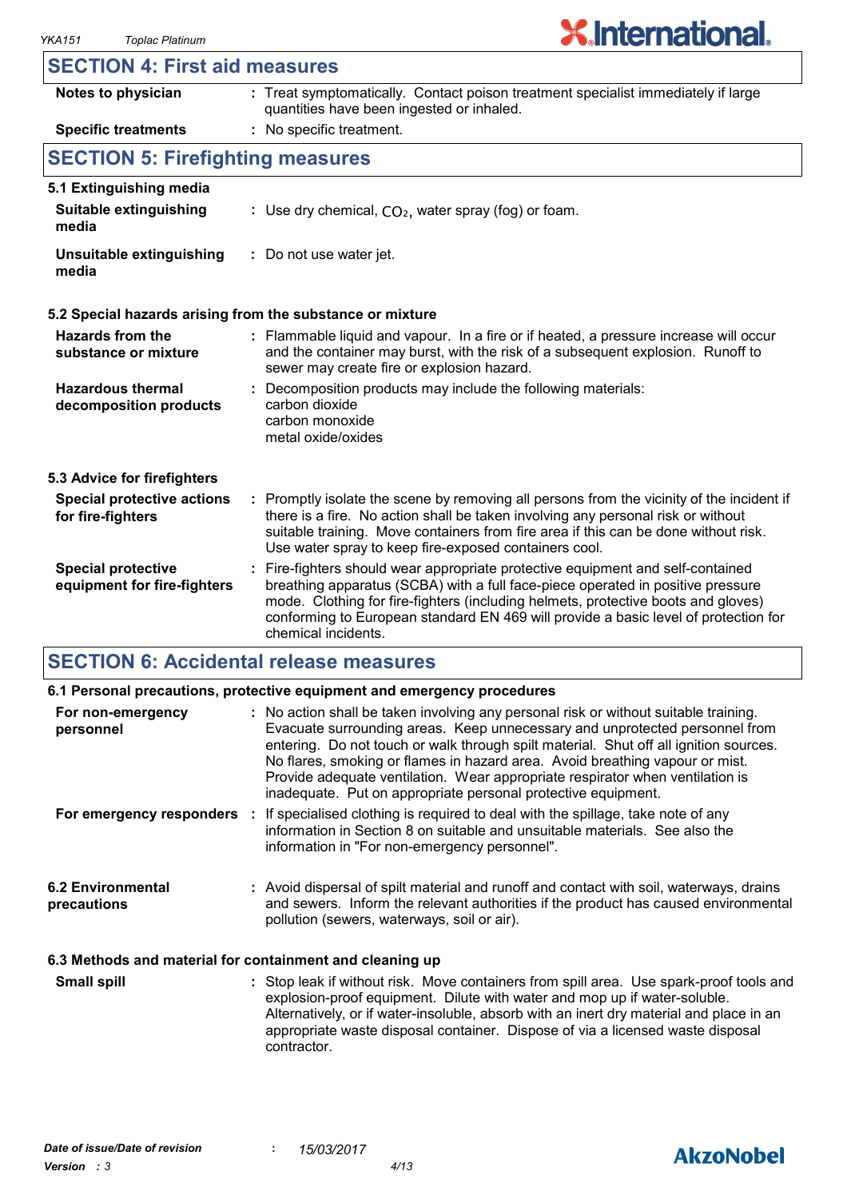## SECTION 4: First aid measures

| | |
|---|---|
| **Notes to physician** | Treat symptomatically. Contact poison treatment specialist immediately if large quantities have been ingested or inhaled. |
| **Specific treatments** | No specific treatment. |

## SECTION 5: Firefighting measures

### 5.1 Extinguishing media

| | |
|---|---|
| **Suitable extinguishing media** | Use dry chemical, $CO_2$, water spray (fog) or foam. |
| **Unsuitable extinguishing media** | Do not use water jet. |

### 5.2 Special hazards arising from the substance or mixture

| | |
|---|---|
| **Hazards from the substance or mixture** | Flammable liquid and vapour. In a fire or if heated, a pressure increase will occur and the container may burst, with the risk of a subsequent explosion. Runoff to sewer may create fire or explosion hazard. |
| **Hazardous thermal decomposition products** | Decomposition products may include the following materials:<br>carbon dioxide<br>carbon monoxide<br>metal oxide/oxides |

### 5.3 Advice for firefighters

| | |
|---|---|
| **Special protective actions for fire-fighters** | Promptly isolate the scene by removing all persons from the vicinity of the incident if there is a fire. No action shall be taken involving any personal risk or without suitable training. Move containers from fire area if this can be done without risk. Use water spray to keep fire-exposed containers cool. |
| **Special protective equipment for fire-fighters** | Fire-fighters should wear appropriate protective equipment and self-contained breathing apparatus (SCBA) with a full face-piece operated in positive pressure mode. Clothing for fire-fighters (including helmets, protective boots and gloves) conforming to European standard EN 469 will provide a basic level of protection for chemical incidents. |

## SECTION 6: Accidental release measures

### 6.1 Personal precautions, protective equipment and emergency procedures

| | |
|---|---|
| **For non-emergency personnel** | No action shall be taken involving any personal risk or without suitable training. Evacuate surrounding areas. Keep unnecessary and unprotected personnel from entering. Do not touch or walk through spilt material. Shut off all ignition sources. No flares, smoking or flames in hazard area. Avoid breathing vapour or mist. Provide adequate ventilation. Wear appropriate respirator when ventilation is inadequate. Put on appropriate personal protective equipment. |
| **For emergency responders** | If specialised clothing is required to deal with the spillage, take note of any information in Section 8 on suitable and unsuitable materials. See also the information in "For non-emergency personnel". |

| | |
|---|---|
| **6.2 Environmental precautions** | Avoid dispersal of spilt material and runoff and contact with soil, waterways, drains and sewers. Inform the relevant authorities if the product has caused environmental pollution (sewers, waterways, soil or air). |

### 6.3 Methods and material for containment and cleaning up

| | |
|---|---|
| **Small spill** | Stop leak if without risk. Move containers from spill area. Use spark-proof tools and explosion-proof equipment. Dilute with water and mop up if water-soluble. Alternatively, or if water-insoluble, absorb with an inert dry material and place in an appropriate waste disposal container. Dispose of via a licensed waste disposal contractor. |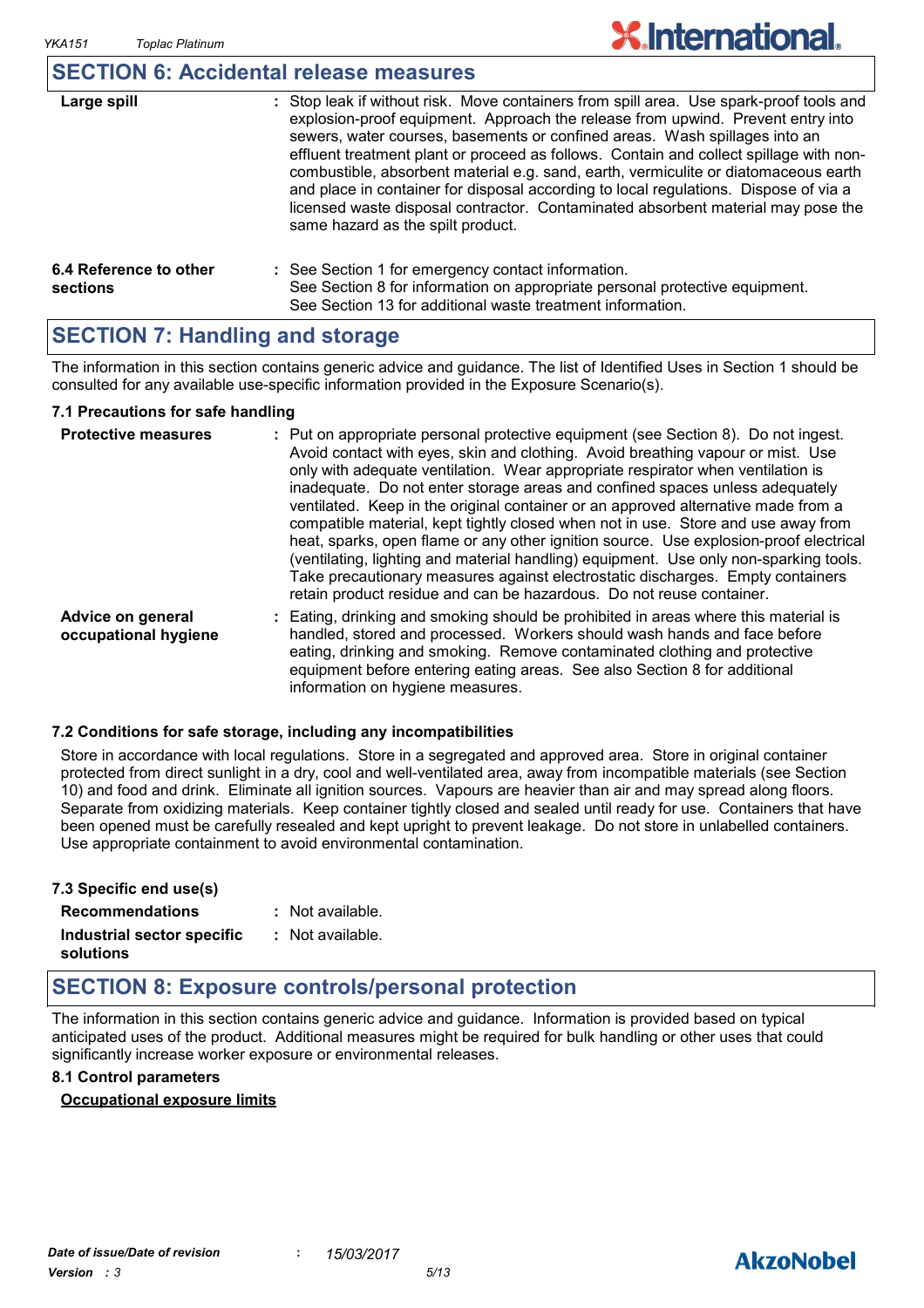## SECTION 6: Accidental release measures

| | |
|---|---|
| **Large spill** | : Stop leak if without risk. Move containers from spill area. Use spark-proof tools and explosion-proof equipment. Approach the release from upwind. Prevent entry into sewers, water courses, basements or confined areas. Wash spillages into an effluent treatment plant or proceed as follows. Contain and collect spillage with non-combustible, absorbent material e.g. sand, earth, vermiculite or diatomaceous earth and place in container for disposal according to local regulations. Dispose of via a licensed waste disposal contractor. Contaminated absorbent material may pose the same hazard as the spilt product. |
| **6.4 Reference to other sections** | : See Section 1 for emergency contact information. See Section 8 for information on appropriate personal protective equipment. See Section 13 for additional waste treatment information. |

## SECTION 7: Handling and storage

The information in this section contains generic advice and guidance. The list of Identified Uses in Section 1 should be consulted for any available use-specific information provided in the Exposure Scenario(s).

### 7.1 Precautions for safe handling

| | |
|---|---|
| **Protective measures** | : Put on appropriate personal protective equipment (see Section 8). Do not ingest. Avoid contact with eyes, skin and clothing. Avoid breathing vapour or mist. Use only with adequate ventilation. Wear appropriate respirator when ventilation is inadequate. Do not enter storage areas and confined spaces unless adequately ventilated. Keep in the original container or an approved alternative made from a compatible material, kept tightly closed when not in use. Store and use away from heat, sparks, open flame or any other ignition source. Use explosion-proof electrical (ventilating, lighting and material handling) equipment. Use only non-sparking tools. Take precautionary measures against electrostatic discharges. Empty containers retain product residue and can be hazardous. Do not reuse container. |
| **Advice on general occupational hygiene** | : Eating, drinking and smoking should be prohibited in areas where this material is handled, stored and processed. Workers should wash hands and face before eating, drinking and smoking. Remove contaminated clothing and protective equipment before entering eating areas. See also Section 8 for additional information on hygiene measures. |

### 7.2 Conditions for safe storage, including any incompatibilities

Store in accordance with local regulations. Store in a segregated and approved area. Store in original container protected from direct sunlight in a dry, cool and well-ventilated area, away from incompatible materials (see Section 10) and food and drink. Eliminate all ignition sources. Vapours are heavier than air and may spread along floors. Separate from oxidizing materials. Keep container tightly closed and sealed until ready for use. Containers that have been opened must be carefully resealed and kept upright to prevent leakage. Do not store in unlabelled containers. Use appropriate containment to avoid environmental contamination.

### 7.3 Specific end use(s)

| | |
|---|---|
| **Recommendations** | : Not available. |
| **Industrial sector specific solutions** | : Not available. |

## SECTION 8: Exposure controls/personal protection

The information in this section contains generic advice and guidance. Information is provided based on typical anticipated uses of the product. Additional measures might be required for bulk handling or other uses that could significantly increase worker exposure or environmental releases.

### 8.1 Control parameters

**Occupational exposure limits**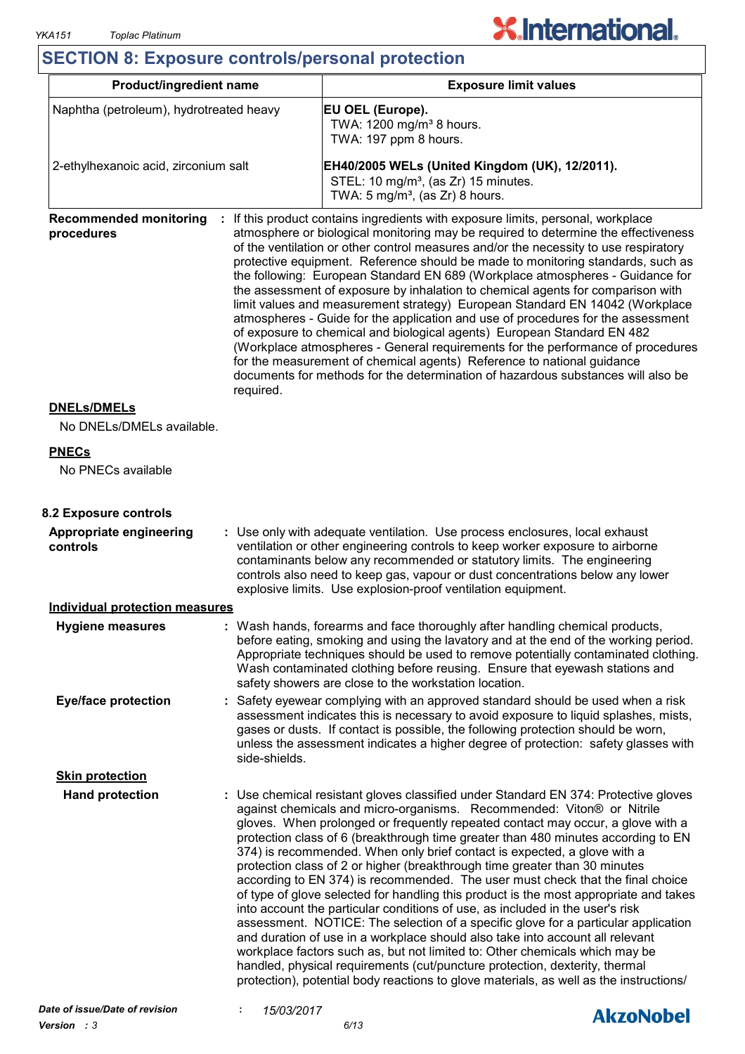## SECTION 8: Exposure controls/personal protection

| Product/ingredient name | Exposure limit values |
|---|---|
| Naphtha (petroleum), hydrotreated heavy | **EU OEL (Europe).** TWA: 1200 mg/m³ 8 hours. TWA: 197 ppm 8 hours. |
| 2-ethylhexanoic acid, zirconium salt | **EH40/2005 WELs (United Kingdom (UK), 12/2011).** STEL: 10 mg/m³, (as Zr) 15 minutes. TWA: 5 mg/m³, (as Zr) 8 hours. |

**Recommended monitoring procedures** : If this product contains ingredients with exposure limits, personal, workplace atmosphere or biological monitoring may be required to determine the effectiveness of the ventilation or other control measures and/or the necessity to use respiratory protective equipment. Reference should be made to monitoring standards, such as the following: European Standard EN 689 (Workplace atmospheres - Guidance for the assessment of exposure by inhalation to chemical agents for comparison with limit values and measurement strategy) European Standard EN 14042 (Workplace atmospheres - Guide for the application and use of procedures for the assessment of exposure to chemical and biological agents) European Standard EN 482 (Workplace atmospheres - General requirements for the performance of procedures for the measurement of chemical agents) Reference to national guidance documents for methods for the determination of hazardous substances will also be required.

**DNELs/DMELs**

No DNELs/DMELs available.

**PNECs**

No PNECs available

### 8.2 Exposure controls

**Appropriate engineering controls** : Use only with adequate ventilation. Use process enclosures, local exhaust ventilation or other engineering controls to keep worker exposure to airborne contaminants below any recommended or statutory limits. The engineering controls also need to keep gas, vapour or dust concentrations below any lower explosive limits. Use explosion-proof ventilation equipment.

**Individual protection measures**

**Hygiene measures** : Wash hands, forearms and face thoroughly after handling chemical products, before eating, smoking and using the lavatory and at the end of the working period. Appropriate techniques should be used to remove potentially contaminated clothing. Wash contaminated clothing before reusing. Ensure that eyewash stations and safety showers are close to the workstation location.

**Eye/face protection** : Safety eyewear complying with an approved standard should be used when a risk assessment indicates this is necessary to avoid exposure to liquid splashes, mists, gases or dusts. If contact is possible, the following protection should be worn, unless the assessment indicates a higher degree of protection: safety glasses with side-shields.

**Skin protection**

**Hand protection** : Use chemical resistant gloves classified under Standard EN 374: Protective gloves against chemicals and micro-organisms. Recommended: Viton® or Nitrile gloves. When prolonged or frequently repeated contact may occur, a glove with a protection class of 6 (breakthrough time greater than 480 minutes according to EN 374) is recommended. When only brief contact is expected, a glove with a protection class of 2 or higher (breakthrough time greater than 30 minutes according to EN 374) is recommended. The user must check that the final choice of type of glove selected for handling this product is the most appropriate and takes into account the particular conditions of use, as included in the user's risk assessment. NOTICE: The selection of a specific glove for a particular application and duration of use in a workplace should also take into account all relevant workplace factors such as, but not limited to: Other chemicals which may be handled, physical requirements (cut/puncture protection, dexterity, thermal protection), potential body reactions to glove materials, as well as the instructions/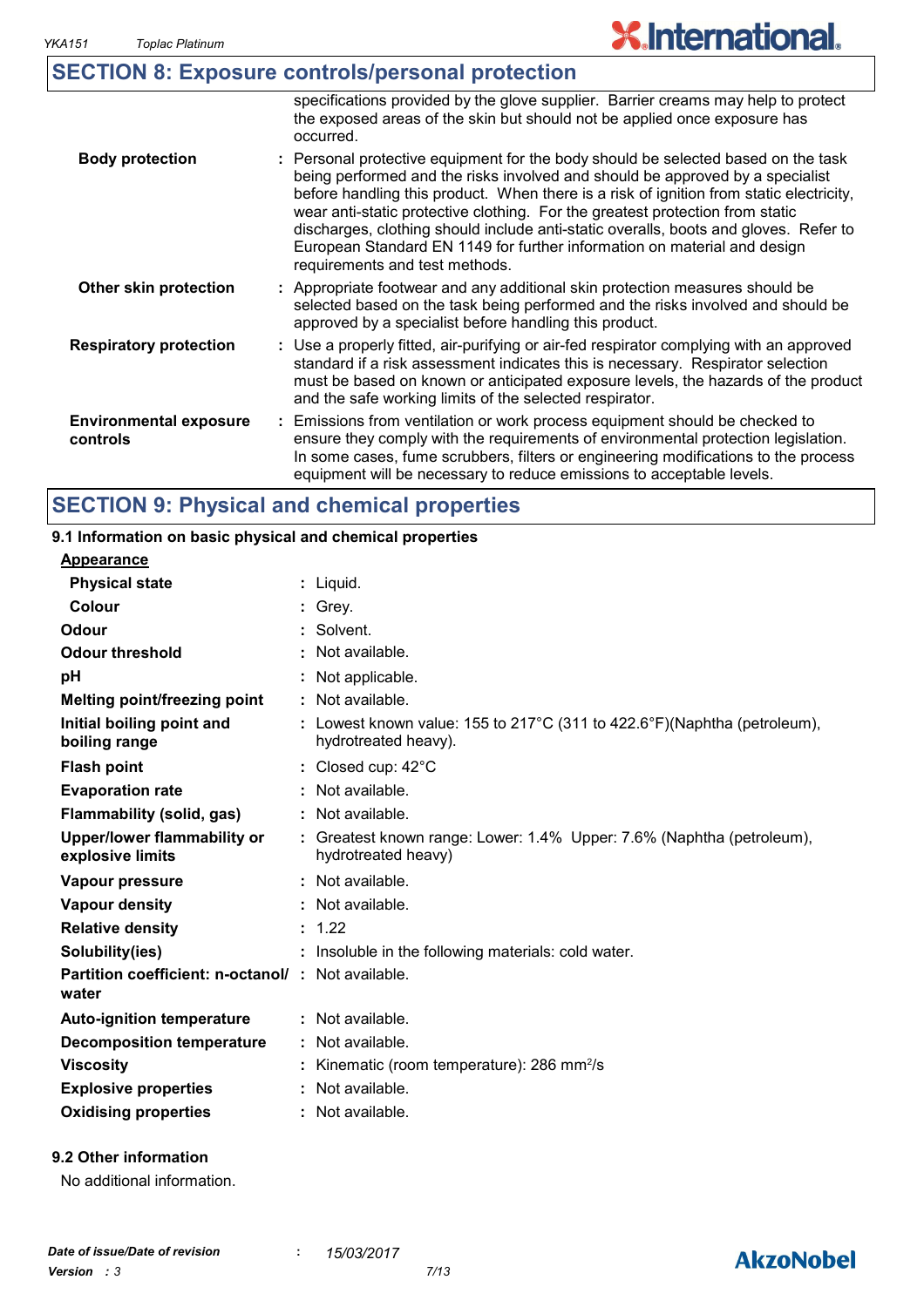## SECTION 8: Exposure controls/personal protection

| | |
|---|---|
| | specifications provided by the glove supplier. Barrier creams may help to protect the exposed areas of the skin but should not be applied once exposure has occurred. |
| **Body protection** | : Personal protective equipment for the body should be selected based on the task being performed and the risks involved and should be approved by a specialist before handling this product. When there is a risk of ignition from static electricity, wear anti-static protective clothing. For the greatest protection from static discharges, clothing should include anti-static overalls, boots and gloves. Refer to European Standard EN 1149 for further information on material and design requirements and test methods. |
| **Other skin protection** | : Appropriate footwear and any additional skin protection measures should be selected based on the task being performed and the risks involved and should be approved by a specialist before handling this product. |
| **Respiratory protection** | : Use a properly fitted, air-purifying or air-fed respirator complying with an approved standard if a risk assessment indicates this is necessary. Respirator selection must be based on known or anticipated exposure levels, the hazards of the product and the safe working limits of the selected respirator. |
| **Environmental exposure controls** | : Emissions from ventilation or work process equipment should be checked to ensure they comply with the requirements of environmental protection legislation. In some cases, fume scrubbers, filters or engineering modifications to the process equipment will be necessary to reduce emissions to acceptable levels. |

## SECTION 9: Physical and chemical properties

### 9.1 Information on basic physical and chemical properties

**Appearance**

| | |
|---|---|
| **Physical state** | : Liquid. |
| **Colour** | : Grey. |
| **Odour** | : Solvent. |
| **Odour threshold** | : Not available. |
| **pH** | : Not applicable. |
| **Melting point/freezing point** | : Not available. |
| **Initial boiling point and boiling range** | : Lowest known value: 155 to 217°C (311 to 422.6°F)(Naphtha (petroleum), hydrotreated heavy). |
| **Flash point** | : Closed cup: 42°C |
| **Evaporation rate** | : Not available. |
| **Flammability (solid, gas)** | : Not available. |
| **Upper/lower flammability or explosive limits** | : Greatest known range: Lower: 1.4% Upper: 7.6% (Naphtha (petroleum), hydrotreated heavy) |
| **Vapour pressure** | : Not available. |
| **Vapour density** | : Not available. |
| **Relative density** | : 1.22 |
| **Solubility(ies)** | : Insoluble in the following materials: cold water. |
| **Partition coefficient: n-octanol/ water** | : Not available. |
| **Auto-ignition temperature** | : Not available. |
| **Decomposition temperature** | : Not available. |
| **Viscosity** | : Kinematic (room temperature): 286 $mm^2/s$ |
| **Explosive properties** | : Not available. |
| **Oxidising properties** | : Not available. |

### 9.2 Other information

No additional information.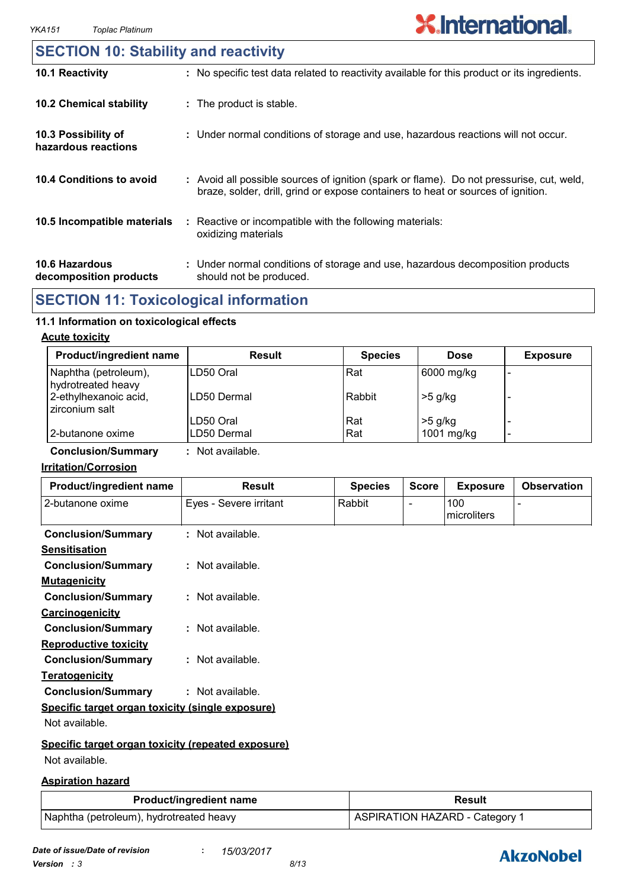## SECTION 10: Stability and reactivity

**10.1 Reactivity** : No specific test data related to reactivity available for this product or its ingredients.

**10.2 Chemical stability** : The product is stable.

**10.3 Possibility of hazardous reactions** : Under normal conditions of storage and use, hazardous reactions will not occur.

**10.4 Conditions to avoid** : Avoid all possible sources of ignition (spark or flame). Do not pressurise, cut, weld, braze, solder, drill, grind or expose containers to heat or sources of ignition.

**10.5 Incompatible materials** : Reactive or incompatible with the following materials: oxidizing materials

**10.6 Hazardous decomposition products** : Under normal conditions of storage and use, hazardous decomposition products should not be produced.

## SECTION 11: Toxicological information

### 11.1 Information on toxicological effects

**Acute toxicity**

| Product/ingredient name | Result | Species | Dose | Exposure |
|---|---|---|---|---|
| Naphtha (petroleum), hydrotreated heavy | LD50 Oral | Rat | 6000 mg/kg | - |
| 2-ethylhexanoic acid, zirconium salt | LD50 Dermal | Rabbit | >5 g/kg | - |
| | LD50 Oral | Rat | >5 g/kg | - |
| 2-butanone oxime | LD50 Dermal | Rat | 1001 mg/kg | - |

**Conclusion/Summary** : Not available.

**Irritation/Corrosion**

| Product/ingredient name | Result | Species | Score | Exposure | Observation |
|---|---|---|---|---|---|
| 2-butanone oxime | Eyes - Severe irritant | Rabbit | - | 100 microliters | - |

**Conclusion/Summary** : Not available.

**Sensitisation**

**Conclusion/Summary** : Not available.

**Mutagenicity**

**Conclusion/Summary** : Not available.

**Carcinogenicity**

**Conclusion/Summary** : Not available.

**Reproductive toxicity**

**Conclusion/Summary** : Not available.

**Teratogenicity**

**Conclusion/Summary** : Not available.

**Specific target organ toxicity (single exposure)**

Not available.

**Specific target organ toxicity (repeated exposure)**

Not available.

**Aspiration hazard**

| Product/ingredient name | Result |
|---|---|
| Naphtha (petroleum), hydrotreated heavy | ASPIRATION HAZARD - Category 1 |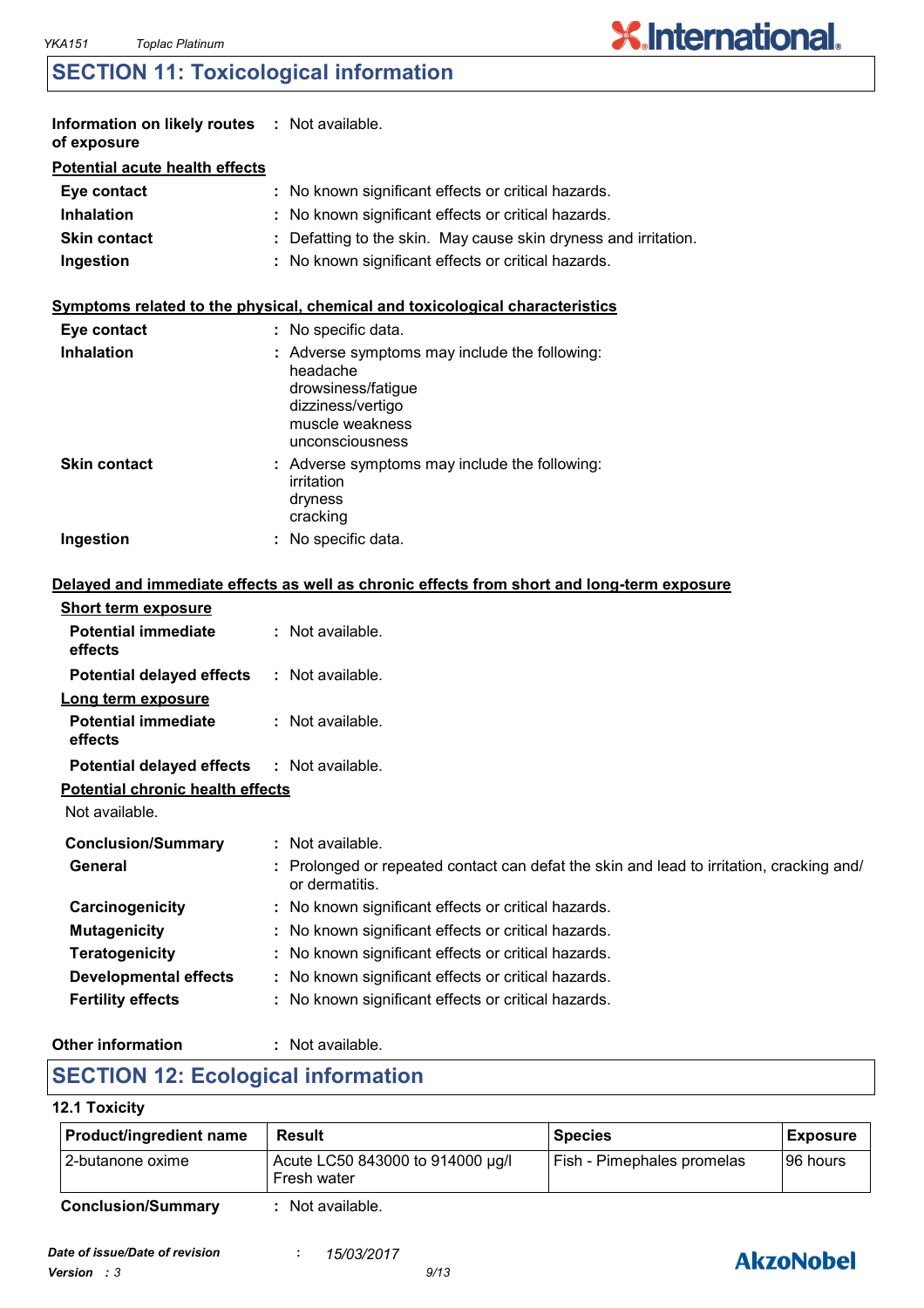## SECTION 11: Toxicological information

**Information on likely routes of exposure** : Not available.

**Potential acute health effects**

**Eye contact** : No known significant effects or critical hazards.

**Inhalation** : No known significant effects or critical hazards.

**Skin contact** : Defatting to the skin. May cause skin dryness and irritation.

**Ingestion** : No known significant effects or critical hazards.

**Symptoms related to the physical, chemical and toxicological characteristics**

**Eye contact** : No specific data.

**Inhalation** : Adverse symptoms may include the following:
headache
drowsiness/fatigue
dizziness/vertigo
muscle weakness
unconsciousness

**Skin contact** : Adverse symptoms may include the following:
irritation
dryness
cracking

**Ingestion** : No specific data.

**Delayed and immediate effects as well as chronic effects from short and long-term exposure**

**Short term exposure**

**Potential immediate effects** : Not available.

**Potential delayed effects** : Not available.

**Long term exposure**

**Potential immediate effects** : Not available.

**Potential delayed effects** : Not available.

**Potential chronic health effects**

Not available.

**Conclusion/Summary** : Not available.

**General** : Prolonged or repeated contact can defat the skin and lead to irritation, cracking and/ or dermatitis.

**Carcinogenicity** : No known significant effects or critical hazards.

**Mutagenicity** : No known significant effects or critical hazards.

**Teratogenicity** : No known significant effects or critical hazards.

**Developmental effects** : No known significant effects or critical hazards.

**Fertility effects** : No known significant effects or critical hazards.

**Other information** : Not available.

## SECTION 12: Ecological information

### 12.1 Toxicity

| Product/ingredient name | Result | Species | Exposure |
|---|---|---|---|
| 2-butanone oxime | Acute LC50 843000 to 914000 µg/l Fresh water | Fish - Pimephales promelas | 96 hours |

**Conclusion/Summary** : Not available.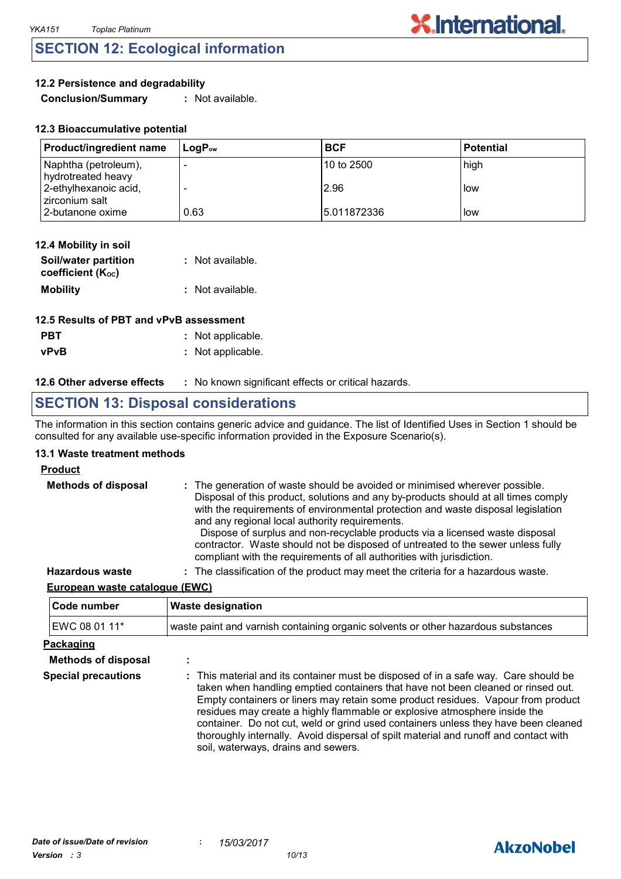## SECTION 12: Ecological information

### 12.2 Persistence and degradability

**Conclusion/Summary** : Not available.

### 12.3 Bioaccumulative potential

| Product/ingredient name | $LogP_{ow}$ | BCF | Potential |
|---|---|---|---|
| Naphtha (petroleum), hydrotreated heavy | - | 10 to 2500 | high |
| 2-ethylhexanoic acid, zirconium salt | - | 2.96 | low |
| 2-butanone oxime | 0.63 | 5.011872336 | low |

### 12.4 Mobility in soil

**Soil/water partition coefficient ($K_{OC}$)** : Not available.

**Mobility** : Not available.

### 12.5 Results of PBT and vPvB assessment

**PBT** : Not applicable.

**vPvB** : Not applicable.

**12.6 Other adverse effects** : No known significant effects or critical hazards.

## SECTION 13: Disposal considerations

The information in this section contains generic advice and guidance. The list of Identified Uses in Section 1 should be consulted for any available use-specific information provided in the Exposure Scenario(s).

### 13.1 Waste treatment methods

**Product**

**Methods of disposal** : The generation of waste should be avoided or minimised wherever possible. Disposal of this product, solutions and any by-products should at all times comply with the requirements of environmental protection and waste disposal legislation and any regional local authority requirements.
Dispose of surplus and non-recyclable products via a licensed waste disposal contractor. Waste should not be disposed of untreated to the sewer unless fully compliant with the requirements of all authorities with jurisdiction.

**Hazardous waste** : The classification of the product may meet the criteria for a hazardous waste.

**European waste catalogue (EWC)**

| Code number | Waste designation |
|---|---|
| EWC 08 01 11* | waste paint and varnish containing organic solvents or other hazardous substances |

**Packaging**

**Methods of disposal** :

**Special precautions** : This material and its container must be disposed of in a safe way. Care should be taken when handling emptied containers that have not been cleaned or rinsed out. Empty containers or liners may retain some product residues. Vapour from product residues may create a highly flammable or explosive atmosphere inside the container. Do not cut, weld or grind used containers unless they have been cleaned thoroughly internally. Avoid dispersal of spilt material and runoff and contact with soil, waterways, drains and sewers.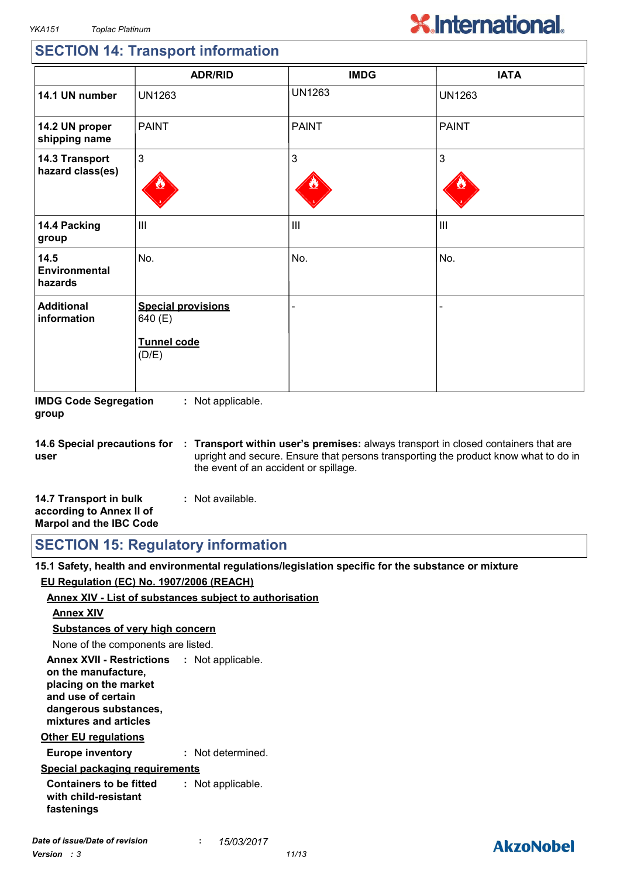## SECTION 14: Transport information

| | ADR/RID | IMDG | IATA |
|---|---|---|---|
| **14.1 UN number** | UN1263 | UN1263 | UN1263 |
| **14.2 UN proper shipping name** | PAINT | PAINT | PAINT |
| **14.3 Transport hazard class(es)** | 3 | 3 | 3 |
| **14.4 Packing group** | III | III | III |
| **14.5 Environmental hazards** | No. | No. | No. |
| **Additional information** | **Special provisions** 640 (E) **Tunnel code** (D/E) | - | - |

**IMDG Code Segregation group** : Not applicable.

**14.6 Special precautions for user** : **Transport within user's premises:** always transport in closed containers that are upright and secure. Ensure that persons transporting the product know what to do in the event of an accident or spillage.

**14.7 Transport in bulk according to Annex II of Marpol and the IBC Code** : Not available.

## SECTION 15: Regulatory information

**15.1 Safety, health and environmental regulations/legislation specific for the substance or mixture**

**EU Regulation (EC) No. 1907/2006 (REACH)**

**Annex XIV - List of substances subject to authorisation**

**Annex XIV**

**Substances of very high concern**

None of the components are listed.

**Annex XVII - Restrictions on the manufacture, placing on the market and use of certain dangerous substances, mixtures and articles** : Not applicable.

**Other EU regulations**

**Europe inventory** : Not determined.

**Special packaging requirements**

**Containers to be fitted with child-resistant fastenings** : Not applicable.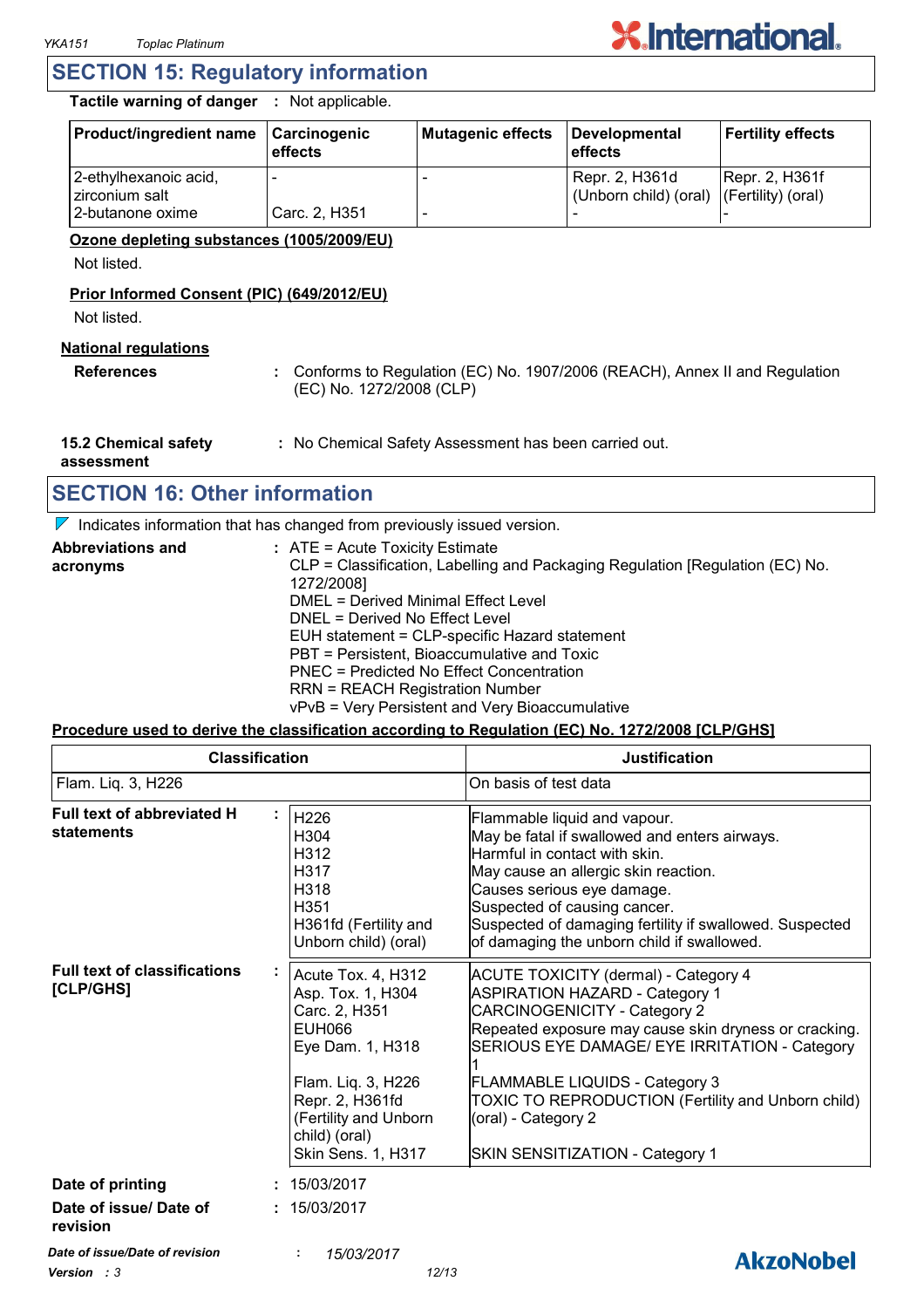## SECTION 15: Regulatory information

**Tactile warning of danger** : Not applicable.

| Product/ingredient name | Carcinogenic effects | Mutagenic effects | Developmental effects | Fertility effects |
|---|---|---|---|---|
| 2-ethylhexanoic acid, zirconium salt | - | - | Repr. 2, H361d (Unborn child) (oral) | Repr. 2, H361f (Fertility) (oral) |
| 2-butanone oxime | Carc. 2, H351 | - | - | - |

**Ozone depleting substances (1005/2009/EU)**

Not listed.

**Prior Informed Consent (PIC) (649/2012/EU)**

Not listed.

**National regulations**

**References** : Conforms to Regulation (EC) No. 1907/2006 (REACH), Annex II and Regulation (EC) No. 1272/2008 (CLP)

**15.2 Chemical safety assessment** : No Chemical Safety Assessment has been carried out.

## SECTION 16: Other information

Indicates information that has changed from previously issued version.

**Abbreviations and acronyms** :
ATE = Acute Toxicity Estimate
CLP = Classification, Labelling and Packaging Regulation [Regulation (EC) No. 1272/2008]
DMEL = Derived Minimal Effect Level
DNEL = Derived No Effect Level
EUH statement = CLP-specific Hazard statement
PBT = Persistent, Bioaccumulative and Toxic
PNEC = Predicted No Effect Concentration
RRN = REACH Registration Number
vPvB = Very Persistent and Very Bioaccumulative

**Procedure used to derive the classification according to Regulation (EC) No. 1272/2008 [CLP/GHS]**

| Classification | Justification |
|---|---|
| Flam. Liq. 3, H226 | On basis of test data |

**Full text of abbreviated H statements** :

| | |
|---|---|
| H226 | Flammable liquid and vapour. |
| H304 | May be fatal if swallowed and enters airways. |
| H312 | Harmful in contact with skin. |
| H317 | May cause an allergic skin reaction. |
| H318 | Causes serious eye damage. |
| H351 | Suspected of causing cancer. |
| H361fd (Fertility and Unborn child) (oral) | Suspected of damaging fertility if swallowed. Suspected of damaging the unborn child if swallowed. |

**Full text of classifications [CLP/GHS]** :

| | |
|---|---|
| Acute Tox. 4, H312 | ACUTE TOXICITY (dermal) - Category 4 |
| Asp. Tox. 1, H304 | ASPIRATION HAZARD - Category 1 |
| Carc. 2, H351 | CARCINOGENICITY - Category 2 |
| EUH066 | Repeated exposure may cause skin dryness or cracking. |
| Eye Dam. 1, H318 | SERIOUS EYE DAMAGE/ EYE IRRITATION - Category 1 |
| Flam. Liq. 3, H226 | FLAMMABLE LIQUIDS - Category 3 |
| Repr. 2, H361fd (Fertility and Unborn child) (oral) | TOXIC TO REPRODUCTION (Fertility and Unborn child) (oral) - Category 2 |
| Skin Sens. 1, H317 | SKIN SENSITIZATION - Category 1 |

**Date of printing** : 15/03/2017

**Date of issue/ Date of revision** : 15/03/2017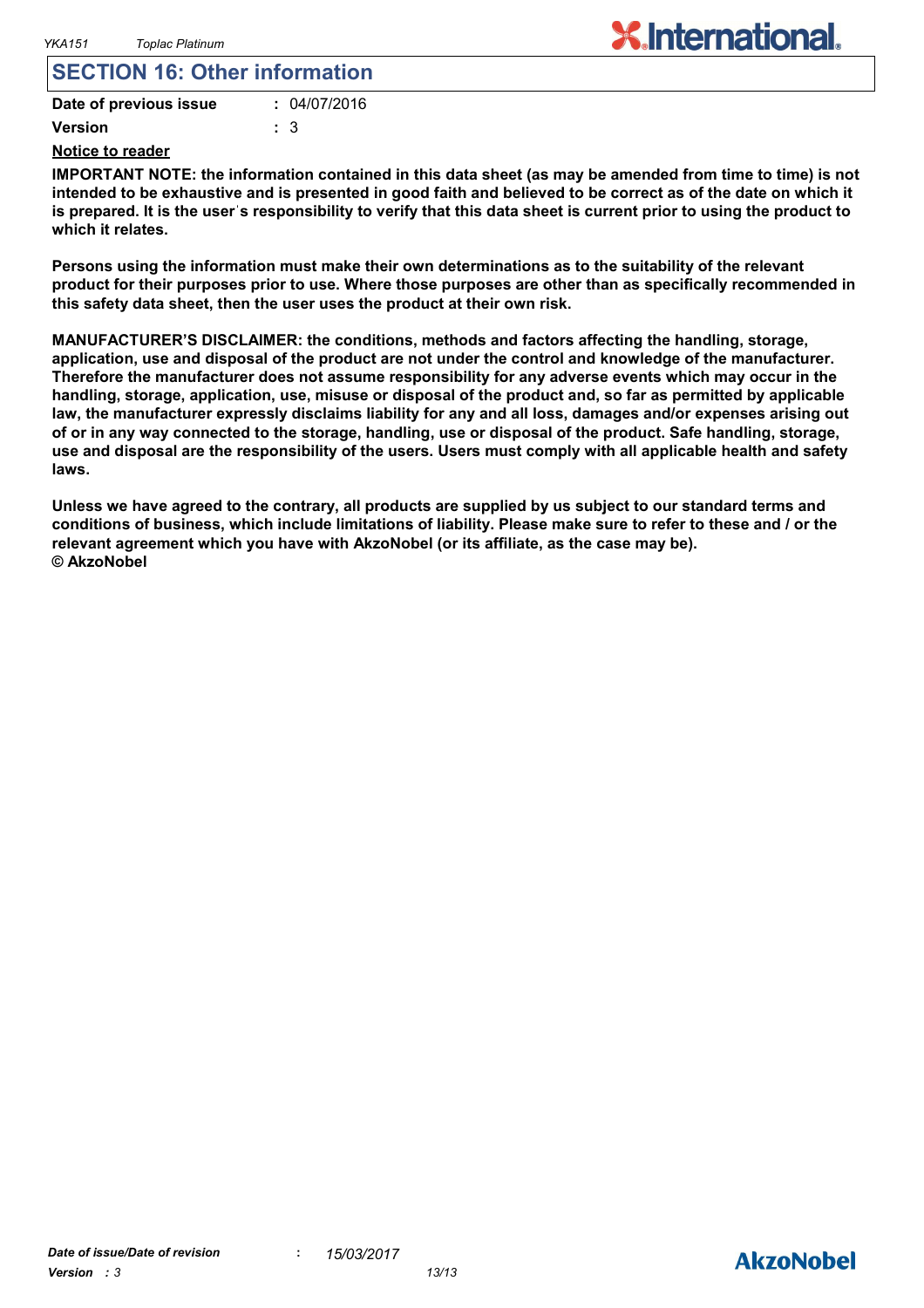## SECTION 16: Other information

**Date of previous issue** : 04/07/2016

**Version** : 3

**Notice to reader**

**IMPORTANT NOTE: the information contained in this data sheet (as may be amended from time to time) is not intended to be exhaustive and is presented in good faith and believed to be correct as of the date on which it is prepared. It is the user's responsibility to verify that this data sheet is current prior to using the product to which it relates.**

**Persons using the information must make their own determinations as to the suitability of the relevant product for their purposes prior to use. Where those purposes are other than as specifically recommended in this safety data sheet, then the user uses the product at their own risk.**

**MANUFACTURER'S DISCLAIMER: the conditions, methods and factors affecting the handling, storage, application, use and disposal of the product are not under the control and knowledge of the manufacturer. Therefore the manufacturer does not assume responsibility for any adverse events which may occur in the handling, storage, application, use, misuse or disposal of the product and, so far as permitted by applicable law, the manufacturer expressly disclaims liability for any and all loss, damages and/or expenses arising out of or in any way connected to the storage, handling, use or disposal of the product. Safe handling, storage, use and disposal are the responsibility of the users. Users must comply with all applicable health and safety laws.**

**Unless we have agreed to the contrary, all products are supplied by us subject to our standard terms and conditions of business, which include limitations of liability. Please make sure to refer to these and / or the relevant agreement which you have with AkzoNobel (or its affiliate, as the case may be).**
**© AkzoNobel**

*Date of issue/Date of revision* : *15/03/2017*
*Version : 3*